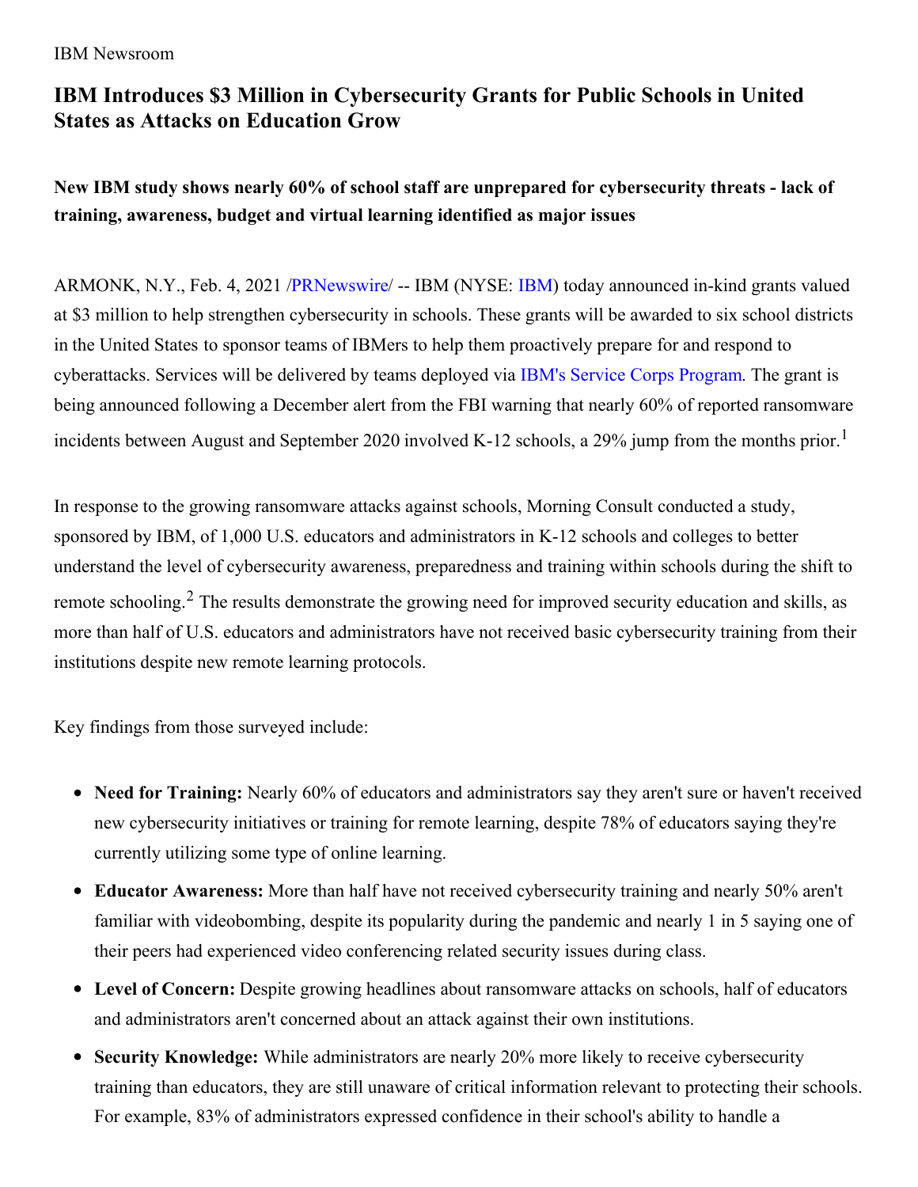IBM Newsroom

# IBM Introduces $3 Million in Cybersecurity Grants for Public Schools in United States as Attacks on Education Grow

### New IBM study shows nearly 60% of school staff are unprepared for cybersecurity threats - lack of training, awareness, budget and virtual learning identified as major issues

ARMONK, N.Y., Feb. 4, 2021 /PRNewswire/ -- IBM (NYSE: IBM) today announced in-kind grants valued at $3 million to help strengthen cybersecurity in schools. These grants will be awarded to six school districts in the United States to sponsor teams of IBMers to help them proactively prepare for and respond to cyberattacks. Services will be delivered by teams deployed via IBM's Service Corps Program. The grant is being announced following a December alert from the FBI warning that nearly 60% of reported ransomware incidents between August and September 2020 involved K-12 schools, a 29% jump from the months prior.[1]

In response to the growing ransomware attacks against schools, Morning Consult conducted a study, sponsored by IBM, of 1,000 U.S. educators and administrators in K-12 schools and colleges to better understand the level of cybersecurity awareness, preparedness and training within schools during the shift to remote schooling.[2] The results demonstrate the growing need for improved security education and skills, as more than half of U.S. educators and administrators have not received basic cybersecurity training from their institutions despite new remote learning protocols.

Key findings from those surveyed include:

- **Need for Training:** Nearly 60% of educators and administrators say they aren't sure or haven't received new cybersecurity initiatives or training for remote learning, despite 78% of educators saying they're currently utilizing some type of online learning.
- **Educator Awareness:** More than half have not received cybersecurity training and nearly 50% aren't familiar with videobombing, despite its popularity during the pandemic and nearly 1 in 5 saying one of their peers had experienced video conferencing related security issues during class.
- **Level of Concern:** Despite growing headlines about ransomware attacks on schools, half of educators and administrators aren't concerned about an attack against their own institutions.
- **Security Knowledge:** While administrators are nearly 20% more likely to receive cybersecurity training than educators, they are still unaware of critical information relevant to protecting their schools. For example, 83% of administrators expressed confidence in their school's ability to handle a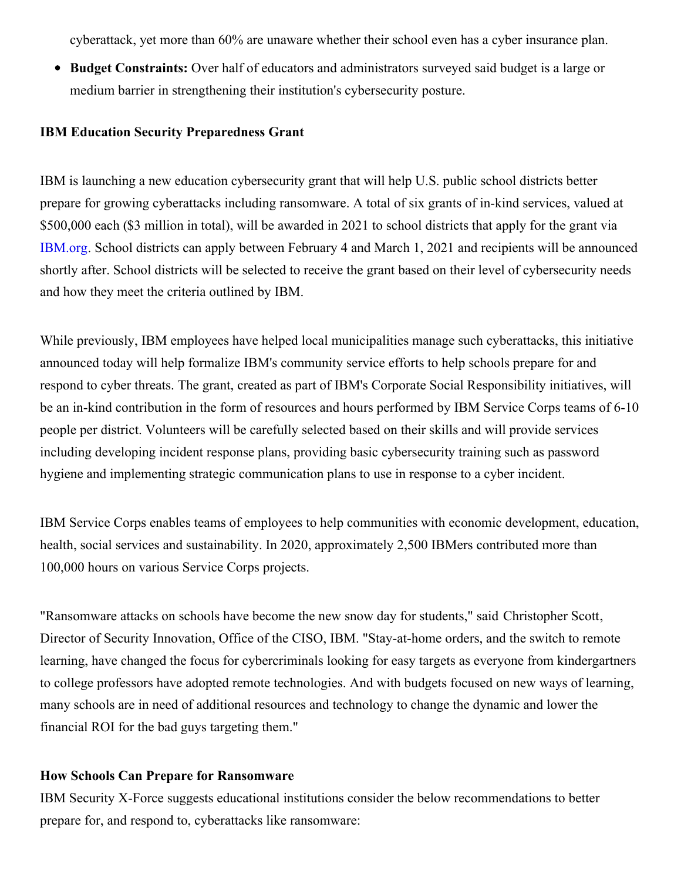cyberattack, yet more than 60% are unaware whether their school even has a cyber insurance plan.

- **Budget Constraints:** Over half of educators and administrators surveyed said budget is a large or medium barrier in strengthening their institution's cybersecurity posture.

**IBM Education Security Preparedness Grant**

IBM is launching a new education cybersecurity grant that will help U.S. public school districts better prepare for growing cyberattacks including ransomware. A total of six grants of in-kind services, valued at $500,000 each ($3 million in total), will be awarded in 2021 to school districts that apply for the grant via IBM.org. School districts can apply between February 4 and March 1, 2021 and recipients will be announced shortly after. School districts will be selected to receive the grant based on their level of cybersecurity needs and how they meet the criteria outlined by IBM.

While previously, IBM employees have helped local municipalities manage such cyberattacks, this initiative announced today will help formalize IBM's community service efforts to help schools prepare for and respond to cyber threats. The grant, created as part of IBM's Corporate Social Responsibility initiatives, will be an in-kind contribution in the form of resources and hours performed by IBM Service Corps teams of 6-10 people per district. Volunteers will be carefully selected based on their skills and will provide services including developing incident response plans, providing basic cybersecurity training such as password hygiene and implementing strategic communication plans to use in response to a cyber incident.

IBM Service Corps enables teams of employees to help communities with economic development, education, health, social services and sustainability. In 2020, approximately 2,500 IBMers contributed more than 100,000 hours on various Service Corps projects.

"Ransomware attacks on schools have become the new snow day for students," said Christopher Scott, Director of Security Innovation, Office of the CISO, IBM. "Stay-at-home orders, and the switch to remote learning, have changed the focus for cybercriminals looking for easy targets as everyone from kindergartners to college professors have adopted remote technologies. And with budgets focused on new ways of learning, many schools are in need of additional resources and technology to change the dynamic and lower the financial ROI for the bad guys targeting them."

**How Schools Can Prepare for Ransomware**

IBM Security X-Force suggests educational institutions consider the below recommendations to better prepare for, and respond to, cyberattacks like ransomware: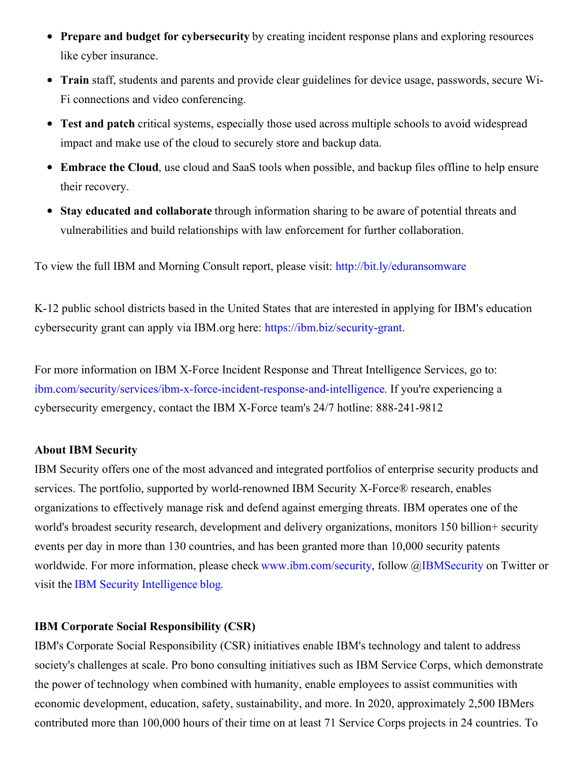- **Prepare and budget for cybersecurity** by creating incident response plans and exploring resources like cyber insurance.
- **Train** staff, students and parents and provide clear guidelines for device usage, passwords, secure Wi-Fi connections and video conferencing.
- **Test and patch** critical systems, especially those used across multiple schools to avoid widespread impact and make use of the cloud to securely store and backup data.
- **Embrace the Cloud**, use cloud and SaaS tools when possible, and backup files offline to help ensure their recovery.
- **Stay educated and collaborate** through information sharing to be aware of potential threats and vulnerabilities and build relationships with law enforcement for further collaboration.

To view the full IBM and Morning Consult report, please visit: http://bit.ly/eduransomware

K-12 public school districts based in the United States that are interested in applying for IBM's education cybersecurity grant can apply via IBM.org here: https://ibm.biz/security-grant.

For more information on IBM X-Force Incident Response and Threat Intelligence Services, go to: ibm.com/security/services/ibm-x-force-incident-response-and-intelligence. If you're experiencing a cybersecurity emergency, contact the IBM X-Force team's 24/7 hotline: 888-241-9812

**About IBM Security**

IBM Security offers one of the most advanced and integrated portfolios of enterprise security products and services. The portfolio, supported by world-renowned IBM Security X-Force® research, enables organizations to effectively manage risk and defend against emerging threats. IBM operates one of the world's broadest security research, development and delivery organizations, monitors 150 billion+ security events per day in more than 130 countries, and has been granted more than 10,000 security patents worldwide. For more information, please check www.ibm.com/security, follow @IBMSecurity on Twitter or visit the IBM Security Intelligence blog.

**IBM Corporate Social Responsibility (CSR)**

IBM's Corporate Social Responsibility (CSR) initiatives enable IBM's technology and talent to address society's challenges at scale. Pro bono consulting initiatives such as IBM Service Corps, which demonstrate the power of technology when combined with humanity, enable employees to assist communities with economic development, education, safety, sustainability, and more. In 2020, approximately 2,500 IBMers contributed more than 100,000 hours of their time on at least 71 Service Corps projects in 24 countries. To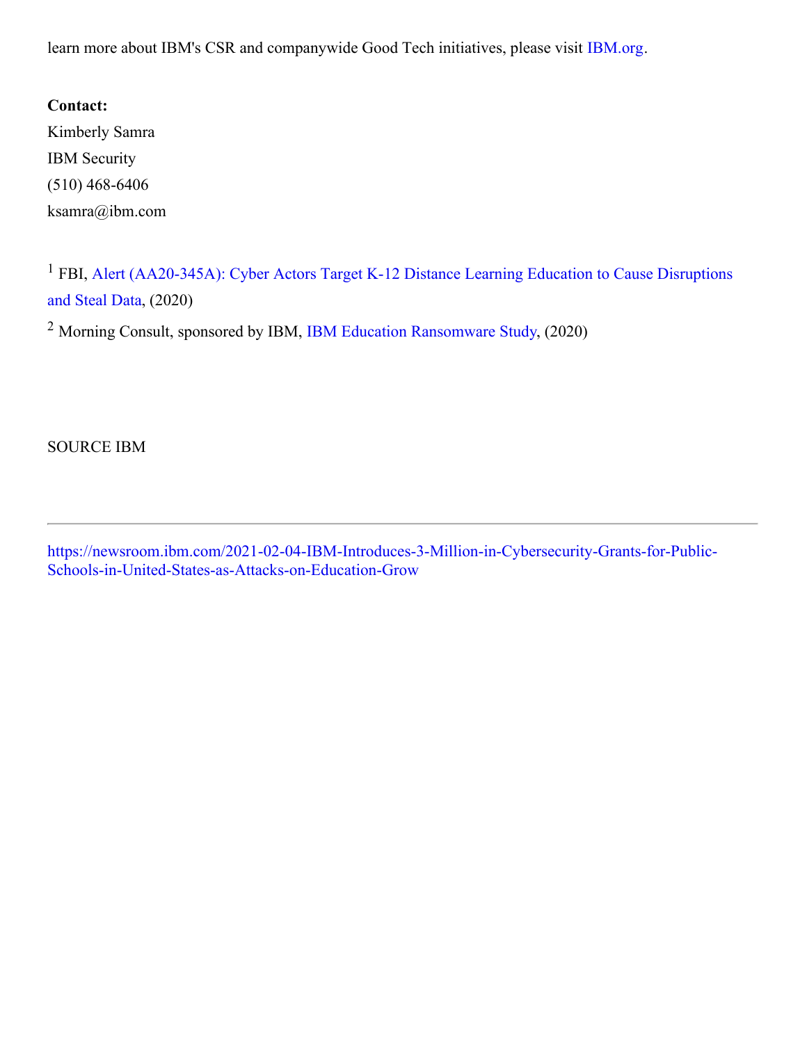learn more about IBM's CSR and companywide Good Tech initiatives, please visit IBM.org.

**Contact:**
Kimberly Samra
IBM Security
(510) 468-6406
ksamra@ibm.com

[1] FBI, Alert (AA20-345A): Cyber Actors Target K-12 Distance Learning Education to Cause Disruptions and Steal Data, (2020)

[2] Morning Consult, sponsored by IBM, IBM Education Ransomware Study, (2020)

SOURCE IBM

https://newsroom.ibm.com/2021-02-04-IBM-Introduces-3-Million-in-Cybersecurity-Grants-for-Public-Schools-in-United-States-as-Attacks-on-Education-Grow